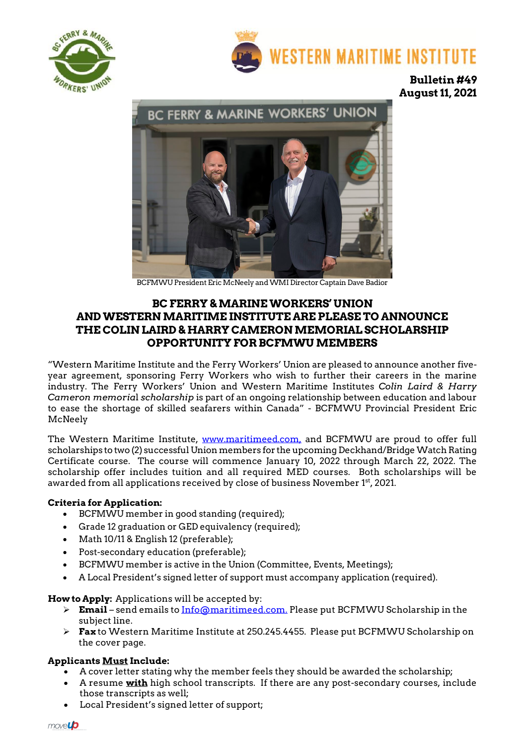**Bulletin #49**
**August 11, 2021**

BCFMWU President Eric McNeely and WMI Director Captain Dave Badior

# BC FERRY & MARINE WORKERS' UNION AND WESTERN MARITIME INSTITUTE ARE PLEASE TO ANNOUNCE THE COLIN LAIRD & HARRY CAMERON MEMORIAL SCHOLARSHIP OPPORTUNITY FOR BCFMWU MEMBERS

"Western Maritime Institute and the Ferry Workers' Union are pleased to announce another five-year agreement, sponsoring Ferry Workers who wish to further their careers in the marine industry. The Ferry Workers' Union and Western Maritime Institutes *Colin Laird & Harry Cameron memorial scholarship* is part of an ongoing relationship between education and labour to ease the shortage of skilled seafarers within Canada" - BCFMWU Provincial President Eric McNeely

The Western Maritime Institute, www.maritimeed.com, and BCFMWU are proud to offer full scholarships to two (2) successful Union members for the upcoming Deckhand/Bridge Watch Rating Certificate course. The course will commence January 10, 2022 through March 22, 2022. The scholarship offer includes tuition and all required MED courses. Both scholarships will be awarded from all applications received by close of business November 1st, 2021.

**Criteria for Application:**

- BCFMWU member in good standing (required);
- Grade 12 graduation or GED equivalency (required);
- Math 10/11 & English 12 (preferable);
- Post-secondary education (preferable);
- BCFMWU member is active in the Union (Committee, Events, Meetings);
- A Local President's signed letter of support must accompany application (required).

**How to Apply:** Applications will be accepted by:

- **Email** – send emails to Info@maritimeed.com. Please put BCFMWU Scholarship in the subject line.
- **Fax** to Western Maritime Institute at 250.245.4455. Please put BCFMWU Scholarship on the cover page.

**Applicants Must Include:**

- A cover letter stating why the member feels they should be awarded the scholarship;
- A resume **with** high school transcripts. If there are any post-secondary courses, include those transcripts as well;
- Local President's signed letter of support;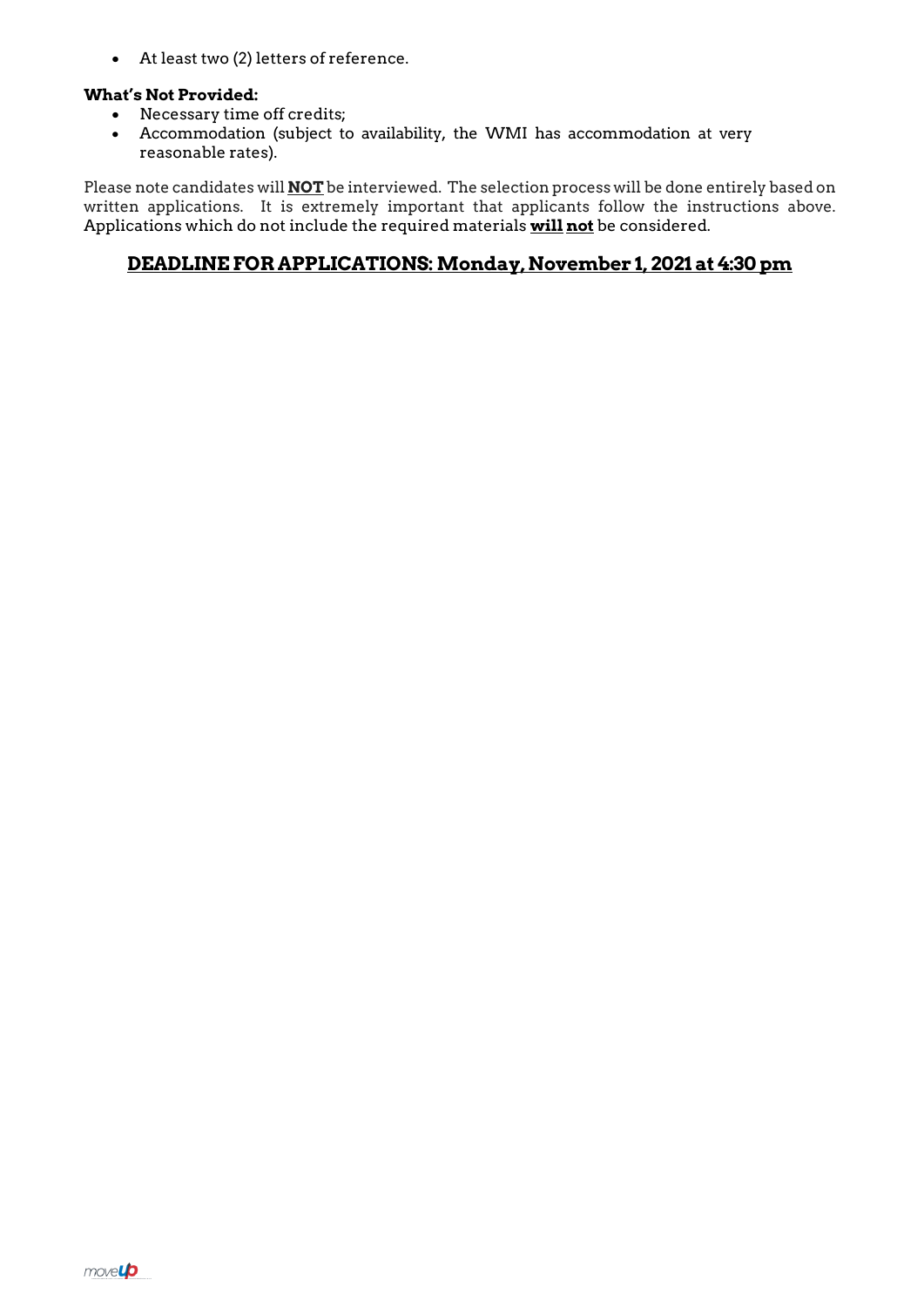- At least two (2) letters of reference.

**What's Not Provided:**

- Necessary time off credits;
- Accommodation (subject to availability, the WMI has accommodation at very reasonable rates).

Please note candidates will **NOT** be interviewed. The selection process will be done entirely based on written applications. It is extremely important that applicants follow the instructions above. Applications which do not include the required materials **will not** be considered.

## **DEADLINE FOR APPLICATIONS: Monday, November 1, 2021 at 4:30 pm**